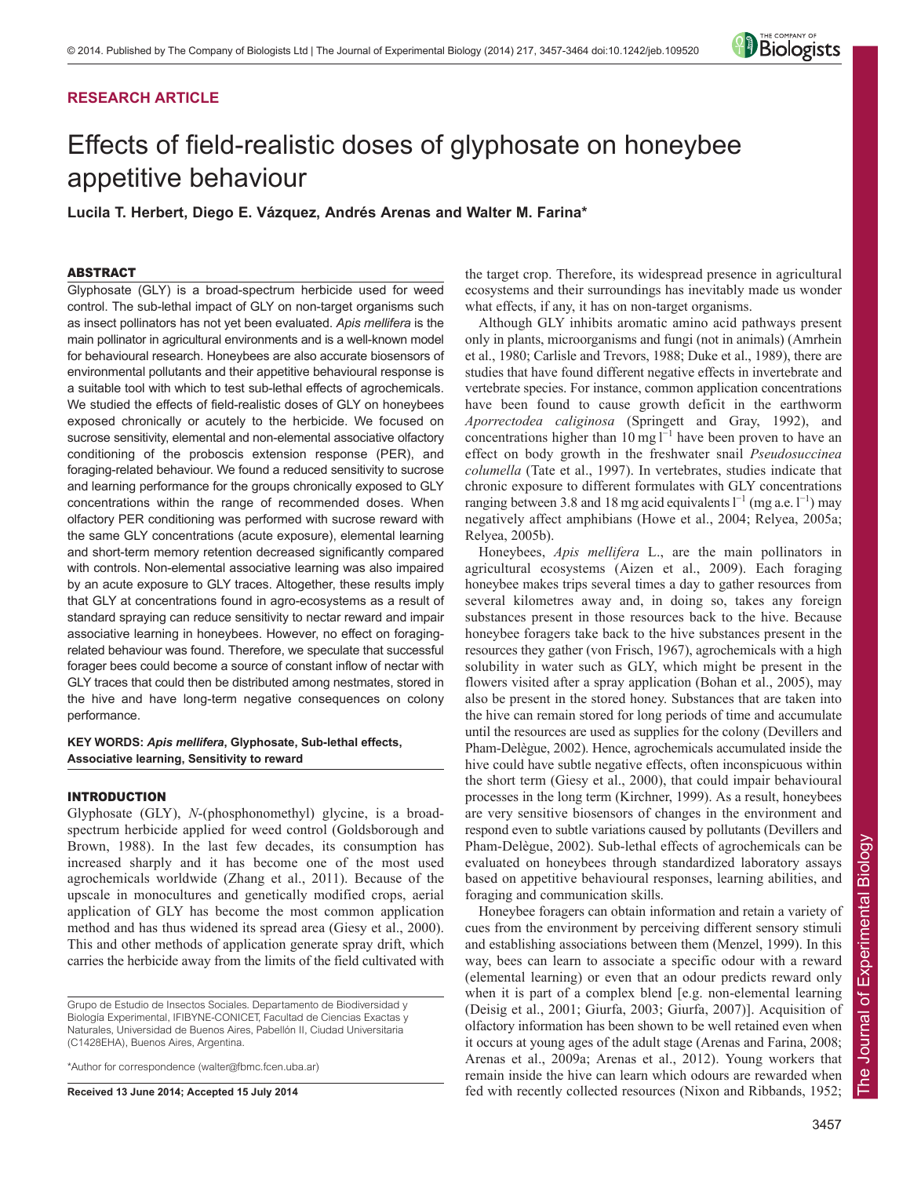RESEARCH ARTICLE

# Effects of field-realistic doses of glyphosate on honeybee appetitive behaviour

**Lucila T. Herbert, Diego E. Vázquez, Andrés Arenas and Walter M. Farina***

## ABSTRACT

Glyphosate (GLY) is a broad-spectrum herbicide used for weed control. The sub-lethal impact of GLY on non-target organisms such as insect pollinators has not yet been evaluated. *Apis mellifera* is the main pollinator in agricultural environments and is a well-known model for behavioural research. Honeybees are also accurate biosensors of environmental pollutants and their appetitive behavioural response is a suitable tool with which to test sub-lethal effects of agrochemicals. We studied the effects of field-realistic doses of GLY on honeybees exposed chronically or acutely to the herbicide. We focused on sucrose sensitivity, elemental and non-elemental associative olfactory conditioning of the proboscis extension response (PER), and foraging-related behaviour. We found a reduced sensitivity to sucrose and learning performance for the groups chronically exposed to GLY concentrations within the range of recommended doses. When olfactory PER conditioning was performed with sucrose reward with the same GLY concentrations (acute exposure), elemental learning and short-term memory retention decreased significantly compared with controls. Non-elemental associative learning was also impaired by an acute exposure to GLY traces. Altogether, these results imply that GLY at concentrations found in agro-ecosystems as a result of standard spraying can reduce sensitivity to nectar reward and impair associative learning in honeybees. However, no effect on foraging-related behaviour was found. Therefore, we speculate that successful forager bees could become a source of constant inflow of nectar with GLY traces that could then be distributed among nestmates, stored in the hive and have long-term negative consequences on colony performance.

**KEY WORDS: *Apis mellifera*, Glyphosate, Sub-lethal effects, Associative learning, Sensitivity to reward**

## INTRODUCTION

Glyphosate (GLY), *N*-(phosphonomethyl) glycine, is a broad-spectrum herbicide applied for weed control (Goldsborough and Brown, 1988). In the last few decades, its consumption has increased sharply and it has become one of the most used agrochemicals worldwide (Zhang et al., 2011). Because of the upscale in monocultures and genetically modified crops, aerial application of GLY has become the most common application method and has thus widened its spread area (Giesy et al., 2000). This and other methods of application generate spray drift, which carries the herbicide away from the limits of the field cultivated with the target crop. Therefore, its widespread presence in agricultural ecosystems and their surroundings has inevitably made us wonder what effects, if any, it has on non-target organisms.

Although GLY inhibits aromatic amino acid pathways present only in plants, microorganisms and fungi (not in animals) (Amrhein et al., 1980; Carlisle and Trevors, 1988; Duke et al., 1989), there are studies that have found different negative effects in invertebrate and vertebrate species. For instance, common application concentrations have been found to cause growth deficit in the earthworm *Aporrectodea caliginosa* (Springett and Gray, 1992), and concentrations higher than 10 mg $l^{-1}$ have been proven to have an effect on body growth in the freshwater snail *Pseudosuccinea columella* (Tate et al., 1997). In vertebrates, studies indicate that chronic exposure to different formulates with GLY concentrations ranging between 3.8 and 18 mg acid equivalents $l^{-1}$ (mg a.e. $l^{-1}$) may negatively affect amphibians (Howe et al., 2004; Relyea, 2005a; Relyea, 2005b).

Honeybees, *Apis mellifera* L., are the main pollinators in agricultural ecosystems (Aizen et al., 2009). Each foraging honeybee makes trips several times a day to gather resources from several kilometres away and, in doing so, takes any foreign substances present in those resources back to the hive. Because honeybee foragers take back to the hive substances present in the resources they gather (von Frisch, 1967), agrochemicals with a high solubility in water such as GLY, which might be present in the flowers visited after a spray application (Bohan et al., 2005), may also be present in the stored honey. Substances that are taken into the hive can remain stored for long periods of time and accumulate until the resources are used as supplies for the colony (Devillers and Pham-Delègue, 2002). Hence, agrochemicals accumulated inside the hive could have subtle negative effects, often inconspicuous within the short term (Giesy et al., 2000), that could impair behavioural processes in the long term (Kirchner, 1999). As a result, honeybees are very sensitive biosensors of changes in the environment and respond even to subtle variations caused by pollutants (Devillers and Pham-Delègue, 2002). Sub-lethal effects of agrochemicals can be evaluated on honeybees through standardized laboratory assays based on appetitive behavioural responses, learning abilities, and foraging and communication skills.

Honeybee foragers can obtain information and retain a variety of cues from the environment by perceiving different sensory stimuli and establishing associations between them (Menzel, 1999). In this way, bees can learn to associate a specific odour with a reward (elemental learning) or even that an odour predicts reward only when it is part of a complex blend [e.g. non-elemental learning (Deisig et al., 2001; Giurfa, 2003; Giurfa, 2007)]. Acquisition of olfactory information has been shown to be well retained even when it occurs at young ages of the adult stage (Arenas and Farina, 2008; Arenas et al., 2009a; Arenas et al., 2012). Young workers that remain inside the hive can learn which odours are rewarded when fed with recently collected resources (Nixon and Ribbands, 1952;

Grupo de Estudio de Insectos Sociales. Departamento de Biodiversidad y Biología Experimental, IFIBYNE-CONICET, Facultad de Ciencias Exactas y Naturales, Universidad de Buenos Aires, Pabellón II, Ciudad Universitaria (C1428EHA), Buenos Aires, Argentina.

*Author for correspondence (walter@fbmc.fcen.uba.ar)

**Received 13 June 2014; Accepted 15 July 2014**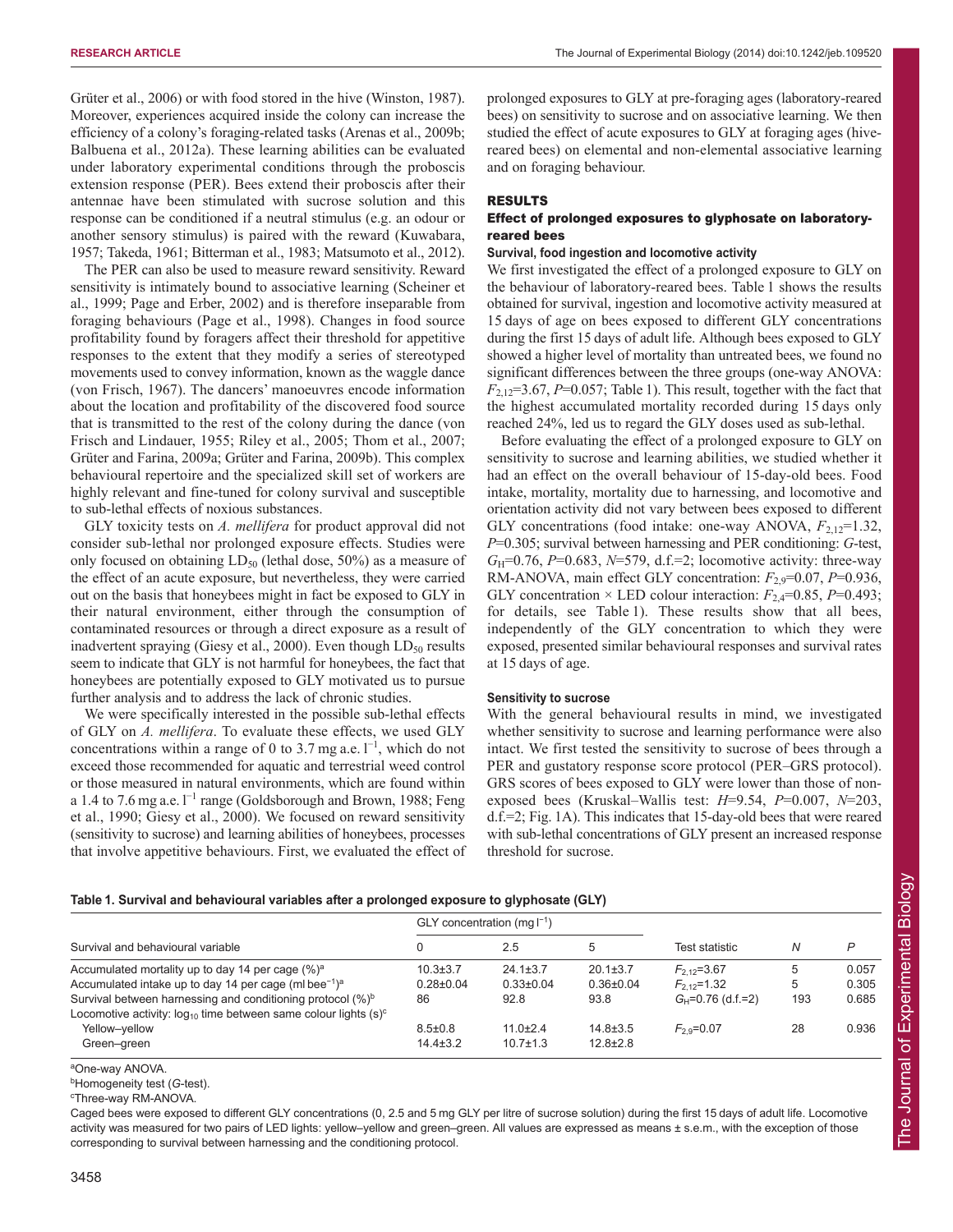Grüter et al., 2006) or with food stored in the hive (Winston, 1987). Moreover, experiences acquired inside the colony can increase the efficiency of a colony's foraging-related tasks (Arenas et al., 2009b; Balbuena et al., 2012a). These learning abilities can be evaluated under laboratory experimental conditions through the proboscis extension response (PER). Bees extend their proboscis after their antennae have been stimulated with sucrose solution and this response can be conditioned if a neutral stimulus (e.g. an odour or another sensory stimulus) is paired with the reward (Kuwabara, 1957; Takeda, 1961; Bitterman et al., 1983; Matsumoto et al., 2012).

The PER can also be used to measure reward sensitivity. Reward sensitivity is intimately bound to associative learning (Scheiner et al., 1999; Page and Erber, 2002) and is therefore inseparable from foraging behaviours (Page et al., 1998). Changes in food source profitability found by foragers affect their threshold for appetitive responses to the extent that they modify a series of stereotyped movements used to convey information, known as the waggle dance (von Frisch, 1967). The dancers' manoeuvres encode information about the location and profitability of the discovered food source that is transmitted to the rest of the colony during the dance (von Frisch and Lindauer, 1955; Riley et al., 2005; Thom et al., 2007; Grüter and Farina, 2009a; Grüter and Farina, 2009b). This complex behavioural repertoire and the specialized skill set of workers are highly relevant and fine-tuned for colony survival and susceptible to sub-lethal effects of noxious substances.

GLY toxicity tests on *A. mellifera* for product approval did not consider sub-lethal nor prolonged exposure effects. Studies were only focused on obtaining $LD_{50}$ (lethal dose, 50%) as a measure of the effect of an acute exposure, but nevertheless, they were carried out on the basis that honeybees might in fact be exposed to GLY in their natural environment, either through the consumption of contaminated resources or through a direct exposure as a result of inadvertent spraying (Giesy et al., 2000). Even though $LD_{50}$ results seem to indicate that GLY is not harmful for honeybees, the fact that honeybees are potentially exposed to GLY motivated us to pursue further analysis and to address the lack of chronic studies.

We were specifically interested in the possible sub-lethal effects of GLY on *A. mellifera*. To evaluate these effects, we used GLY concentrations within a range of 0 to 3.7 mg a.e. $l^{-1}$, which do not exceed those recommended for aquatic and terrestrial weed control or those measured in natural environments, which are found within a 1.4 to 7.6 mg a.e. $l^{-1}$ range (Goldsborough and Brown, 1988; Feng et al., 1990; Giesy et al., 2000). We focused on reward sensitivity (sensitivity to sucrose) and learning abilities of honeybees, processes that involve appetitive behaviours. First, we evaluated the effect of prolonged exposures to GLY at pre-foraging ages (laboratory-reared bees) on sensitivity to sucrose and on associative learning. We then studied the effect of acute exposures to GLY at foraging ages (hive-reared bees) on elemental and non-elemental associative learning and on foraging behaviour.

## RESULTS

### Effect of prolonged exposures to glyphosate on laboratory-reared bees

#### Survival, food ingestion and locomotive activity

We first investigated the effect of a prolonged exposure to GLY on the behaviour of laboratory-reared bees. Table 1 shows the results obtained for survival, ingestion and locomotive activity measured at 15 days of age on bees exposed to different GLY concentrations during the first 15 days of adult life. Although bees exposed to GLY showed a higher level of mortality than untreated bees, we found no significant differences between the three groups (one-way ANOVA: $F_{2,12}$=3.67, $P$=0.057; Table 1). This result, together with the fact that the highest accumulated mortality recorded during 15 days only reached 24%, led us to regard the GLY doses used as sub-lethal.

Before evaluating the effect of a prolonged exposure to GLY on sensitivity to sucrose and learning abilities, we studied whether it had an effect on the overall behaviour of 15-day-old bees. Food intake, mortality, mortality due to harnessing, and locomotive and orientation activity did not vary between bees exposed to different GLY concentrations (food intake: one-way ANOVA, $F_{2,12}$=1.32, $P$=0.305; survival between harnessing and PER conditioning: *G*-test, $G_H$=0.76, $P$=0.683, $N$=579, d.f.=2; locomotive activity: three-way RM-ANOVA, main effect GLY concentration: $F_{2,9}$=0.07, $P$=0.936, GLY concentration × LED colour interaction: $F_{2,4}$=0.85, $P$=0.493; for details, see Table 1). These results show that all bees, independently of the GLY concentration to which they were exposed, presented similar behavioural responses and survival rates at 15 days of age.

#### Sensitivity to sucrose

With the general behavioural results in mind, we investigated whether sensitivity to sucrose and learning performance were also intact. We first tested the sensitivity to sucrose of bees through a PER and gustatory response score protocol (PER–GRS protocol). GRS scores of bees exposed to GLY were lower than those of non-exposed bees (Kruskal–Wallis test: $H$=9.54, $P$=0.007, $N$=203, d.f.=2; Fig. 1A). This indicates that 15-day-old bees that were reared with sub-lethal concentrations of GLY present an increased response threshold for sucrose.

**Table 1. Survival and behavioural variables after a prolonged exposure to glyphosate (GLY)**

| Survival and behavioural variable | GLY concentration (mg $l^{-1}$) | | | Test statistic | $N$ | $P$ |
|---|---|---|---|---|---|---|
| | 0 | 2.5 | 5 | | | |
| Accumulated mortality up to day 14 per cage (%)[a] | 10.3±3.7 | 24.1±3.7 | 20.1±3.7 | $F_{2,12}$=3.67 | 5 | 0.057 |
| Accumulated intake up to day 14 per cage (ml $bee^{-1}$)[a] | 0.28±0.04 | 0.33±0.04 | 0.36±0.04 | $F_{2,12}$=1.32 | 5 | 0.305 |
| Survival between harnessing and conditioning protocol (%)[b] | 86 | 92.8 | 93.8 | $G_H$=0.76 (d.f.=2) | 193 | 0.685 |
| Locomotive activity: $\log_{10}$ time between same colour lights (s)[c] | | | | | | |
| Yellow–yellow | 8.5±0.8 | 11.0±2.4 | 14.8±3.5 | $F_{2,9}$=0.07 | 28 | 0.936 |
| Green–green | 14.4±3.2 | 10.7±1.3 | 12.8±2.8 | | | |

[a]One-way ANOVA.
[b]Homogeneity test (*G*-test).
[c]Three-way RM-ANOVA.

Caged bees were exposed to different GLY concentrations (0, 2.5 and 5 mg GLY per litre of sucrose solution) during the first 15 days of adult life. Locomotive activity was measured for two pairs of LED lights: yellow–yellow and green–green. All values are expressed as means ± s.e.m., with the exception of those corresponding to survival between harnessing and the conditioning protocol.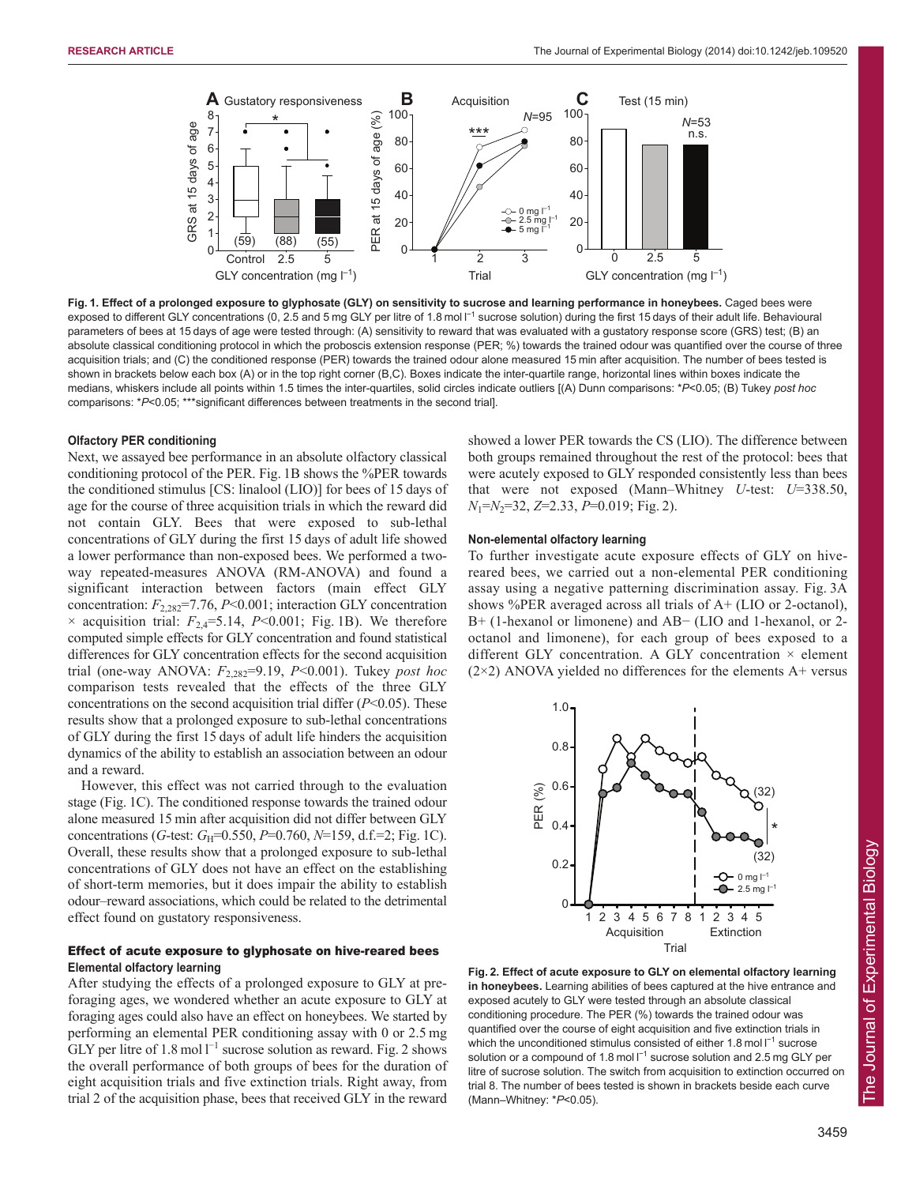**Fig. 1. Effect of a prolonged exposure to glyphosate (GLY) on sensitivity to sucrose and learning performance in honeybees.** Caged bees were exposed to different GLY concentrations (0, 2.5 and 5 mg GLY per litre of 1.8 mol l$^{-1}$ sucrose solution) during the first 15 days of their adult life. Behavioural parameters of bees at 15 days of age were tested through: (A) sensitivity to reward that was evaluated with a gustatory response score (GRS) test; (B) an absolute classical conditioning protocol in which the proboscis extension response (PER; %) towards the trained odour was quantified over the course of three acquisition trials; and (C) the conditioned response (PER) towards the trained odour alone measured 15 min after acquisition. The number of bees tested is shown in brackets below each box (A) or in the top right corner (B,C). Boxes indicate the inter-quartile range, horizontal lines within boxes indicate the medians, whiskers include all points within 1.5 times the inter-quartiles, solid circles indicate outliers [(A) Dunn comparisons: *$P$<0.05; (B) Tukey *post hoc* comparisons: *$P$<0.05; ***significant differences between treatments in the second trial].

### Olfactory PER conditioning

Next, we assayed bee performance in an absolute olfactory classical conditioning protocol of the PER. Fig. 1B shows the %PER towards the conditioned stimulus [CS: linalool (LIO)] for bees of 15 days of age for the course of three acquisition trials in which the reward did not contain GLY. Bees that were exposed to sub-lethal concentrations of GLY during the first 15 days of adult life showed a lower performance than non-exposed bees. We performed a two-way repeated-measures ANOVA (RM-ANOVA) and found a significant interaction between factors (main effect GLY concentration: $F_{2,282}$=7.76, $P$<0.001; interaction GLY concentration × acquisition trial: $F_{2,4}$=5.14, $P$<0.001; Fig. 1B). We therefore computed simple effects for GLY concentration and found statistical differences for GLY concentration effects for the second acquisition trial (one-way ANOVA: $F_{2,282}$=9.19, $P$<0.001). Tukey *post hoc* comparison tests revealed that the effects of the three GLY concentrations on the second acquisition trial differ ($P$<0.05). These results show that a prolonged exposure to sub-lethal concentrations of GLY during the first 15 days of adult life hinders the acquisition dynamics of the ability to establish an association between an odour and a reward.

However, this effect was not carried through to the evaluation stage (Fig. 1C). The conditioned response towards the trained odour alone measured 15 min after acquisition did not differ between GLY concentrations ($G$-test: $G_H$=0.550, $P$=0.760, $N$=159, d.f.=2; Fig. 1C). Overall, these results show that a prolonged exposure to sub-lethal concentrations of GLY does not have an effect on the establishing of short-term memories, but it does impair the ability to establish odour–reward associations, which could be related to the detrimental effect found on gustatory responsiveness.

## Effect of acute exposure to glyphosate on hive-reared bees

### Elemental olfactory learning

After studying the effects of a prolonged exposure to GLY at pre-foraging ages, we wondered whether an acute exposure to GLY at foraging ages could also have an effect on honeybees. We started by performing an elemental PER conditioning assay with 0 or 2.5 mg GLY per litre of 1.8 mol l$^{-1}$ sucrose solution as reward. Fig. 2 shows the overall performance of both groups of bees for the duration of eight acquisition trials and five extinction trials. Right away, from trial 2 of the acquisition phase, bees that received GLY in the reward showed a lower PER towards the CS (LIO). The difference between both groups remained throughout the rest of the protocol: bees that were acutely exposed to GLY responded consistently less than bees that were not exposed (Mann–Whitney $U$-test: $U$=338.50, $N_1$=$N_2$=32, $Z$=2.33, $P$=0.019; Fig. 2).

### Non-elemental olfactory learning

To further investigate acute exposure effects of GLY on hive-reared bees, we carried out a non-elemental PER conditioning assay using a negative patterning discrimination assay. Fig. 3A shows %PER averaged across all trials of A+ (LIO or 2-octanol), B+ (1-hexanol or limonene) and AB− (LIO and 1-hexanol, or 2-octanol and limonene), for each group of bees exposed to a different GLY concentration. A GLY concentration × element (2×2) ANOVA yielded no differences for the elements A+ versus

**Fig. 2. Effect of acute exposure to GLY on elemental olfactory learning in honeybees.** Learning abilities of bees captured at the hive entrance and exposed acutely to GLY were tested through an absolute classical conditioning procedure. The PER (%) towards the trained odour was quantified over the course of eight acquisition and five extinction trials in which the unconditioned stimulus consisted of either 1.8 mol l$^{-1}$ sucrose solution or a compound of 1.8 mol l$^{-1}$ sucrose solution and 2.5 mg GLY per litre of sucrose solution. The switch from acquisition to extinction occurred on trial 8. The number of bees tested is shown in brackets beside each curve (Mann–Whitney: *$P$<0.05).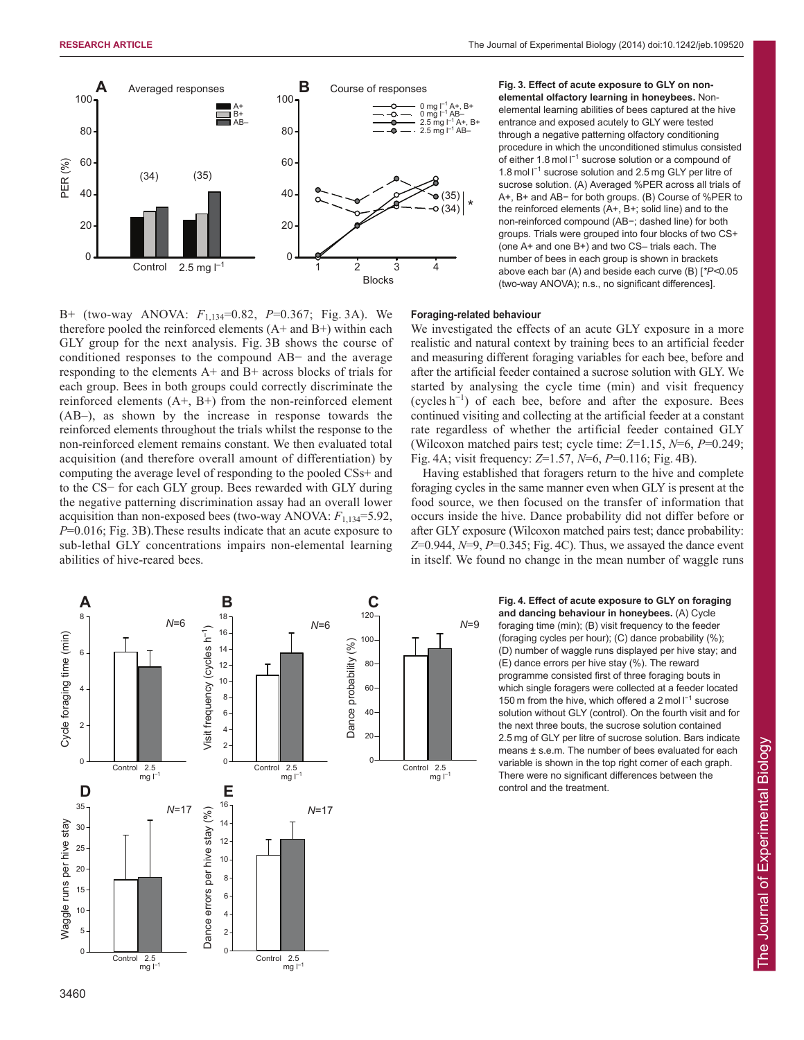**Fig. 3. Effect of acute exposure to GLY on non-elemental olfactory learning in honeybees.** Non-elemental learning abilities of bees captured at the hive entrance and exposed acutely to GLY were tested through a negative patterning olfactory conditioning procedure in which the unconditioned stimulus consisted of either 1.8 mol $l^{-1}$ sucrose solution or a compound of 1.8 mol $l^{-1}$ sucrose solution and 2.5 mg GLY per litre of sucrose solution. (A) Averaged %PER across all trials of A+, B+ and AB− for both groups. (B) Course of %PER to the reinforced elements (A+, B+; solid line) and to the non-reinforced compound (AB−; dashed line) for both groups. Trials were grouped into four blocks of two CS+ (one A+ and one B+) and two CS− trials each. The number of bees in each group is shown in brackets above each bar (A) and beside each curve (B) [*$P$<0.05 (two-way ANOVA); n.s., no significant differences].

B+ (two-way ANOVA: $F_{1,134}$=0.82, $P$=0.367; Fig. 3A). We therefore pooled the reinforced elements (A+ and B+) within each GLY group for the next analysis. Fig. 3B shows the course of conditioned responses to the compound AB− and the average responding to the elements A+ and B+ across blocks of trials for each group. Bees in both groups could correctly discriminate the reinforced elements (A+, B+) from the non-reinforced element (AB–), as shown by the increase in response towards the reinforced elements throughout the trials whilst the response to the non-reinforced element remains constant. We then evaluated total acquisition (and therefore overall amount of differentiation) by computing the average level of responding to the pooled CSs+ and to the CS− for each GLY group. Bees rewarded with GLY during the negative patterning discrimination assay had an overall lower acquisition than non-exposed bees (two-way ANOVA: $F_{1,134}$=5.92, $P$=0.016; Fig. 3B).These results indicate that an acute exposure to sub-lethal GLY concentrations impairs non-elemental learning abilities of hive-reared bees.

### Foraging-related behaviour

We investigated the effects of an acute GLY exposure in a more realistic and natural context by training bees to an artificial feeder and measuring different foraging variables for each bee, before and after the artificial feeder contained a sucrose solution with GLY. We started by analysing the cycle time (min) and visit frequency (cycles $h^{-1}$) of each bee, before and after the exposure. Bees continued visiting and collecting at the artificial feeder at a constant rate regardless of whether the artificial feeder contained GLY (Wilcoxon matched pairs test; cycle time: $Z$=1.15, $N$=6, $P$=0.249; Fig. 4A; visit frequency: $Z$=1.57, $N$=6, $P$=0.116; Fig. 4B).

Having established that foragers return to the hive and complete foraging cycles in the same manner even when GLY is present at the food source, we then focused on the transfer of information that occurs inside the hive. Dance probability did not differ before or after GLY exposure (Wilcoxon matched pairs test; dance probability: $Z$=0.944, $N$=9, $P$=0.345; Fig. 4C). Thus, we assayed the dance event in itself. We found no change in the mean number of waggle runs

**Fig. 4. Effect of acute exposure to GLY on foraging and dancing behaviour in honeybees.** (A) Cycle foraging time (min); (B) visit frequency to the feeder (foraging cycles per hour); (C) dance probability (%); (D) number of waggle runs displayed per hive stay; and (E) dance errors per hive stay (%). The reward programme consisted first of three foraging bouts in which single foragers were collected at a feeder located 150 m from the hive, which offered a 2 mol $l^{-1}$ sucrose solution without GLY (control). On the fourth visit and for the next three bouts, the sucrose solution contained 2.5 mg of GLY per litre of sucrose solution. Bars indicate means ± s.e.m. The number of bees evaluated for each variable is shown in the top right corner of each graph. There were no significant differences between the control and the treatment.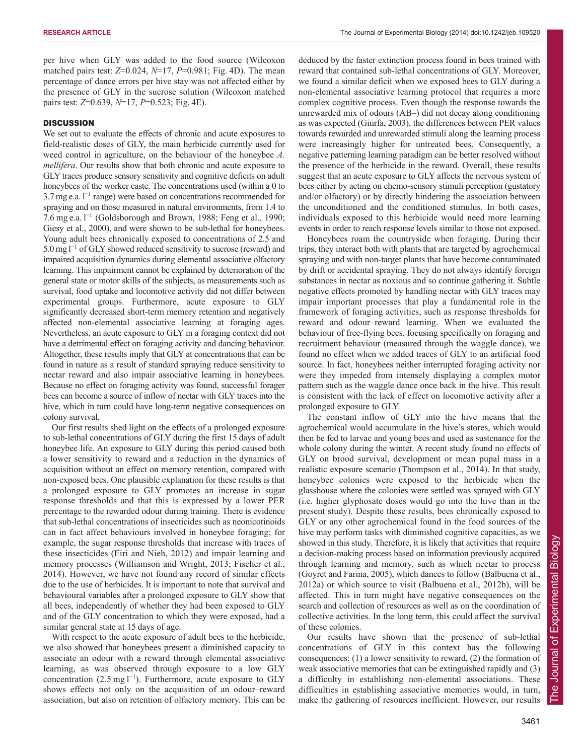per hive when GLY was added to the food source (Wilcoxon matched pairs test: $Z$=0.024, $N$=17, $P$=0.981; Fig. 4D). The mean percentage of dance errors per hive stay was not affected either by the presence of GLY in the sucrose solution (Wilcoxon matched pairs test: $Z$=0.639, $N$=17, $P$=0.523; Fig. 4E).

## DISCUSSION

We set out to evaluate the effects of chronic and acute exposures to field-realistic doses of GLY, the main herbicide currently used for weed control in agriculture, on the behaviour of the honeybee *A. mellifera*. Our results show that both chronic and acute exposure to GLY traces produce sensory sensitivity and cognitive deficits on adult honeybees of the worker caste. The concentrations used (within a 0 to 3.7 mg e.a. $l^{-1}$ range) were based on concentrations recommended for spraying and on those measured in natural environments, from 1.4 to 7.6 mg e.a. $l^{-1}$ (Goldsborough and Brown, 1988; Feng et al., 1990; Giesy et al., 2000), and were shown to be sub-lethal for honeybees. Young adult bees chronically exposed to concentrations of 2.5 and 5.0 mg $l^{-1}$ of GLY showed reduced sensitivity to sucrose (reward) and impaired acquisition dynamics during elemental associative olfactory learning. This impairment cannot be explained by deterioration of the general state or motor skills of the subjects, as measurements such as survival, food uptake and locomotive activity did not differ between experimental groups. Furthermore, acute exposure to GLY significantly decreased short-term memory retention and negatively affected non-elemental associative learning at foraging ages. Nevertheless, an acute exposure to GLY in a foraging context did not have a detrimental effect on foraging activity and dancing behaviour. Altogether, these results imply that GLY at concentrations that can be found in nature as a result of standard spraying reduce sensitivity to nectar reward and also impair associative learning in honeybees. Because no effect on foraging activity was found, successful forager bees can become a source of inflow of nectar with GLY traces into the hive, which in turn could have long-term negative consequences on colony survival.

Our first results shed light on the effects of a prolonged exposure to sub-lethal concentrations of GLY during the first 15 days of adult honeybee life. An exposure to GLY during this period caused both a lower sensitivity to reward and a reduction in the dynamics of acquisition without an effect on memory retention, compared with non-exposed bees. One plausible explanation for these results is that a prolonged exposure to GLY promotes an increase in sugar response thresholds and that this is expressed by a lower PER percentage to the rewarded odour during training. There is evidence that sub-lethal concentrations of insecticides such as neonicotinoids can in fact affect behaviours involved in honeybee foraging; for example, the sugar response thresholds that increase with traces of these insecticides (Eiri and Nieh, 2012) and impair learning and memory processes (Williamson and Wright, 2013; Fischer et al., 2014). However, we have not found any record of similar effects due to the use of herbicides. It is important to note that survival and behavioural variables after a prolonged exposure to GLY show that all bees, independently of whether they had been exposed to GLY and of the GLY concentration to which they were exposed, had a similar general state at 15 days of age.

With respect to the acute exposure of adult bees to the herbicide, we also showed that honeybees present a diminished capacity to associate an odour with a reward through elemental associative learning, as was observed through exposure to a low GLY concentration (2.5 mg $l^{-1}$). Furthermore, acute exposure to GLY shows effects not only on the acquisition of an odour–reward association, but also on retention of olfactory memory. This can be deduced by the faster extinction process found in bees trained with reward that contained sub-lethal concentrations of GLY. Moreover, we found a similar deficit when we exposed bees to GLY during a non-elemental associative learning protocol that requires a more complex cognitive process. Even though the response towards the unrewarded mix of odours (AB–) did not decay along conditioning as was expected (Giurfa, 2003), the differences between PER values towards rewarded and unrewarded stimuli along the learning process were increasingly higher for untreated bees. Consequently, a negative patterning learning paradigm can be better resolved without the presence of the herbicide in the reward. Overall, these results suggest that an acute exposure to GLY affects the nervous system of bees either by acting on chemo-sensory stimuli perception (gustatory and/or olfactory) or by directly hindering the association between the unconditioned and the conditioned stimulus. In both cases, individuals exposed to this herbicide would need more learning events in order to reach response levels similar to those not exposed.

Honeybees roam the countryside when foraging. During their trips, they interact both with plants that are targeted by agrochemical spraying and with non-target plants that have become contaminated by drift or accidental spraying. They do not always identify foreign substances in nectar as noxious and so continue gathering it. Subtle negative effects promoted by handling nectar with GLY traces may impair important processes that play a fundamental role in the framework of foraging activities, such as response thresholds for reward and odour–reward learning. When we evaluated the behaviour of free-flying bees, focusing specifically on foraging and recruitment behaviour (measured through the waggle dance), we found no effect when we added traces of GLY to an artificial food source. In fact, honeybees neither interrupted foraging activity nor were they impeded from intensely displaying a complex motor pattern such as the waggle dance once back in the hive. This result is consistent with the lack of effect on locomotive activity after a prolonged exposure to GLY.

The constant inflow of GLY into the hive means that the agrochemical would accumulate in the hive's stores, which would then be fed to larvae and young bees and used as sustenance for the whole colony during the winter. A recent study found no effects of GLY on brood survival, development or mean pupal mass in a realistic exposure scenario (Thompson et al., 2014). In that study, honeybee colonies were exposed to the herbicide when the glasshouse where the colonies were settled was sprayed with GLY (i.e. higher glyphosate doses would go into the hive than in the present study). Despite these results, bees chronically exposed to GLY or any other agrochemical found in the food sources of the hive may perform tasks with diminished cognitive capacities, as we showed in this study. Therefore, it is likely that activities that require a decision-making process based on information previously acquired through learning and memory, such as which nectar to process (Goyret and Farina, 2005), which dances to follow (Balbuena et al., 2012a) or which source to visit (Balbuena et al., 2012b), will be affected. This in turn might have negative consequences on the search and collection of resources as well as on the coordination of collective activities. In the long term, this could affect the survival of these colonies.

Our results have shown that the presence of sub-lethal concentrations of GLY in this context has the following consequences: (1) a lower sensitivity to reward, (2) the formation of weak associative memories that can be extinguished rapidly and (3) a difficulty in establishing non-elemental associations. These difficulties in establishing associative memories would, in turn, make the gathering of resources inefficient. However, our results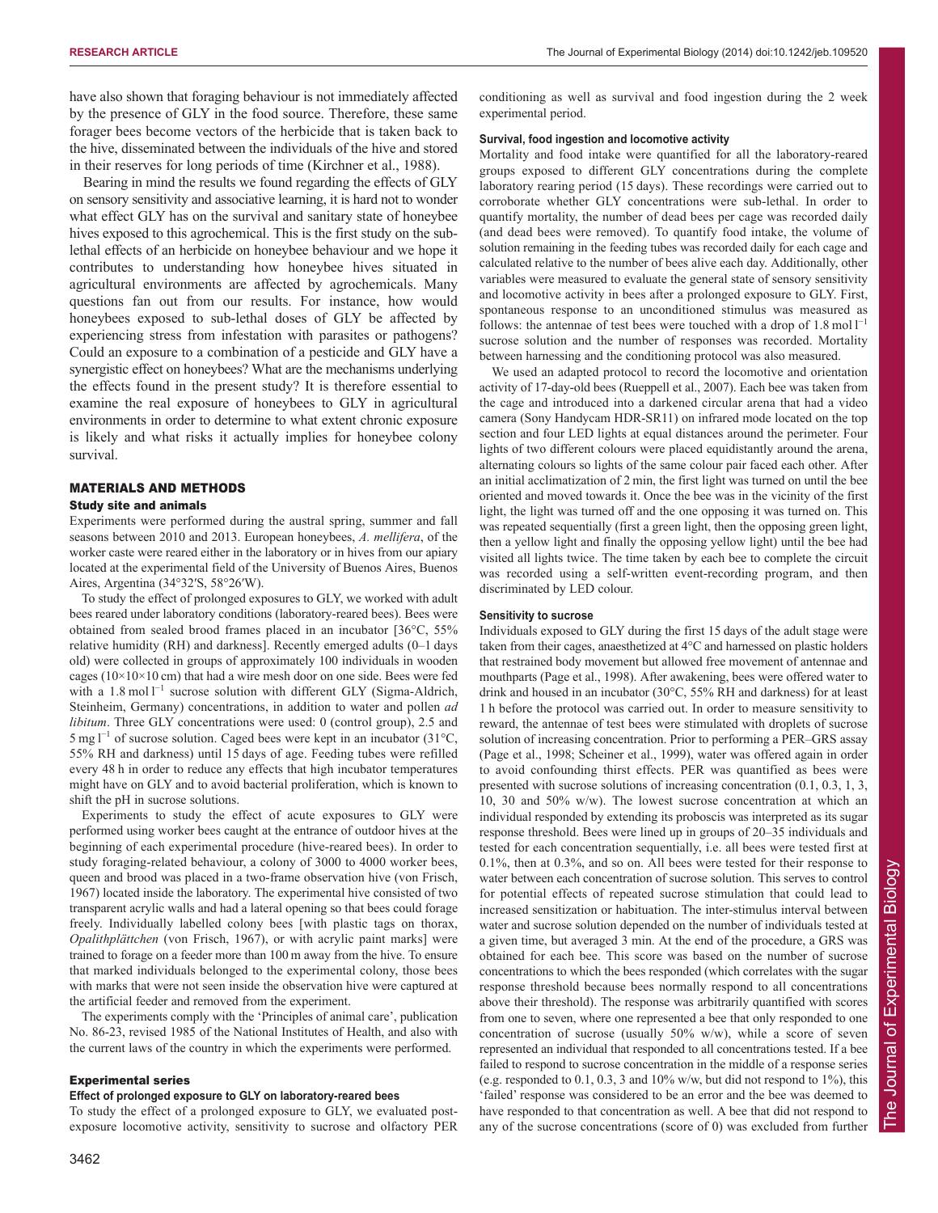have also shown that foraging behaviour is not immediately affected by the presence of GLY in the food source. Therefore, these same forager bees become vectors of the herbicide that is taken back to the hive, disseminated between the individuals of the hive and stored in their reserves for long periods of time (Kirchner et al., 1988).

Bearing in mind the results we found regarding the effects of GLY on sensory sensitivity and associative learning, it is hard not to wonder what effect GLY has on the survival and sanitary state of honeybee hives exposed to this agrochemical. This is the first study on the sub-lethal effects of an herbicide on honeybee behaviour and we hope it contributes to understanding how honeybee hives situated in agricultural environments are affected by agrochemicals. Many questions fan out from our results. For instance, how would honeybees exposed to sub-lethal doses of GLY be affected by experiencing stress from infestation with parasites or pathogens? Could an exposure to a combination of a pesticide and GLY have a synergistic effect on honeybees? What are the mechanisms underlying the effects found in the present study? It is therefore essential to examine the real exposure of honeybees to GLY in agricultural environments in order to determine to what extent chronic exposure is likely and what risks it actually implies for honeybee colony survival.

## MATERIALS AND METHODS

### Study site and animals

Experiments were performed during the austral spring, summer and fall seasons between 2010 and 2013. European honeybees, *A. mellifera*, of the worker caste were reared either in the laboratory or in hives from our apiary located at the experimental field of the University of Buenos Aires, Buenos Aires, Argentina (34°32′S, 58°26′W).

To study the effect of prolonged exposures to GLY, we worked with adult bees reared under laboratory conditions (laboratory-reared bees). Bees were obtained from sealed brood frames placed in an incubator [36°C, 55% relative humidity (RH) and darkness]. Recently emerged adults (0–1 days old) were collected in groups of approximately 100 individuals in wooden cages (10×10×10 cm) that had a wire mesh door on one side. Bees were fed with a $1.8\ \mathrm{mol\ l^{-1}}$ sucrose solution with different GLY (Sigma-Aldrich, Steinheim, Germany) concentrations, in addition to water and pollen *ad libitum*. Three GLY concentrations were used: 0 (control group), 2.5 and $5\ \mathrm{mg\ l^{-1}}$ of sucrose solution. Caged bees were kept in an incubator (31°C, 55% RH and darkness) until 15 days of age. Feeding tubes were refilled every 48 h in order to reduce any effects that high incubator temperatures might have on GLY and to avoid bacterial proliferation, which is known to shift the pH in sucrose solutions.

Experiments to study the effect of acute exposures to GLY were performed using worker bees caught at the entrance of outdoor hives at the beginning of each experimental procedure (hive-reared bees). In order to study foraging-related behaviour, a colony of 3000 to 4000 worker bees, queen and brood was placed in a two-frame observation hive (von Frisch, 1967) located inside the laboratory. The experimental hive consisted of two transparent acrylic walls and had a lateral opening so that bees could forage freely. Individually labelled colony bees [with plastic tags on thorax, *Opalithplättchen* (von Frisch, 1967), or with acrylic paint marks] were trained to forage on a feeder more than 100 m away from the hive. To ensure that marked individuals belonged to the experimental colony, those bees with marks that were not seen inside the observation hive were captured at the artificial feeder and removed from the experiment.

The experiments comply with the 'Principles of animal care', publication No. 86-23, revised 1985 of the National Institutes of Health, and also with the current laws of the country in which the experiments were performed.

### Experimental series

#### Effect of prolonged exposure to GLY on laboratory-reared bees

To study the effect of a prolonged exposure to GLY, we evaluated post-exposure locomotive activity, sensitivity to sucrose and olfactory PER conditioning as well as survival and food ingestion during the 2 week experimental period.

#### Survival, food ingestion and locomotive activity

Mortality and food intake were quantified for all the laboratory-reared groups exposed to different GLY concentrations during the complete laboratory rearing period (15 days). These recordings were carried out to corroborate whether GLY concentrations were sub-lethal. In order to quantify mortality, the number of dead bees per cage was recorded daily (and dead bees were removed). To quantify food intake, the volume of solution remaining in the feeding tubes was recorded daily for each cage and calculated relative to the number of bees alive each day. Additionally, other variables were measured to evaluate the general state of sensory sensitivity and locomotive activity in bees after a prolonged exposure to GLY. First, spontaneous response to an unconditioned stimulus was measured as follows: the antennae of test bees were touched with a drop of $1.8\ \mathrm{mol\ l^{-1}}$ sucrose solution and the number of responses was recorded. Mortality between harnessing and the conditioning protocol was also measured.

We used an adapted protocol to record the locomotive and orientation activity of 17-day-old bees (Rueppell et al., 2007). Each bee was taken from the cage and introduced into a darkened circular arena that had a video camera (Sony Handycam HDR-SR11) on infrared mode located on the top section and four LED lights at equal distances around the perimeter. Four lights of two different colours were placed equidistantly around the arena, alternating colours so lights of the same colour pair faced each other. After an initial acclimatization of 2 min, the first light was turned on until the bee oriented and moved towards it. Once the bee was in the vicinity of the first light, the light was turned off and the one opposing it was turned on. This was repeated sequentially (first a green light, then the opposing green light, then a yellow light and finally the opposing yellow light) until the bee had visited all lights twice. The time taken by each bee to complete the circuit was recorded using a self-written event-recording program, and then discriminated by LED colour.

#### Sensitivity to sucrose

Individuals exposed to GLY during the first 15 days of the adult stage were taken from their cages, anaesthetized at 4°C and harnessed on plastic holders that restrained body movement but allowed free movement of antennae and mouthparts (Page et al., 1998). After awakening, bees were offered water to drink and housed in an incubator (30°C, 55% RH and darkness) for at least 1 h before the protocol was carried out. In order to measure sensitivity to reward, the antennae of test bees were stimulated with droplets of sucrose solution of increasing concentration. Prior to performing a PER–GRS assay (Page et al., 1998; Scheiner et al., 1999), water was offered again in order to avoid confounding thirst effects. PER was quantified as bees were presented with sucrose solutions of increasing concentration (0.1, 0.3, 1, 3, 10, 30 and 50% w/w). The lowest sucrose concentration at which an individual responded by extending its proboscis was interpreted as its sugar response threshold. Bees were lined up in groups of 20–35 individuals and tested for each concentration sequentially, i.e. all bees were tested first at 0.1%, then at 0.3%, and so on. All bees were tested for their response to water between each concentration of sucrose solution. This serves to control for potential effects of repeated sucrose stimulation that could lead to increased sensitization or habituation. The inter-stimulus interval between water and sucrose solution depended on the number of individuals tested at a given time, but averaged 3 min. At the end of the procedure, a GRS was obtained for each bee. This score was based on the number of sucrose concentrations to which the bees responded (which correlates with the sugar response threshold because bees normally respond to all concentrations above their threshold). The response was arbitrarily quantified with scores from one to seven, where one represented a bee that only responded to one concentration of sucrose (usually 50% w/w), while a score of seven represented an individual that responded to all concentrations tested. If a bee failed to respond to sucrose concentration in the middle of a response series (e.g. responded to 0.1, 0.3, 3 and 10% w/w, but did not respond to 1%), this 'failed' response was considered to be an error and the bee was deemed to have responded to that concentration as well. A bee that did not respond to any of the sucrose concentrations (score of 0) was excluded from further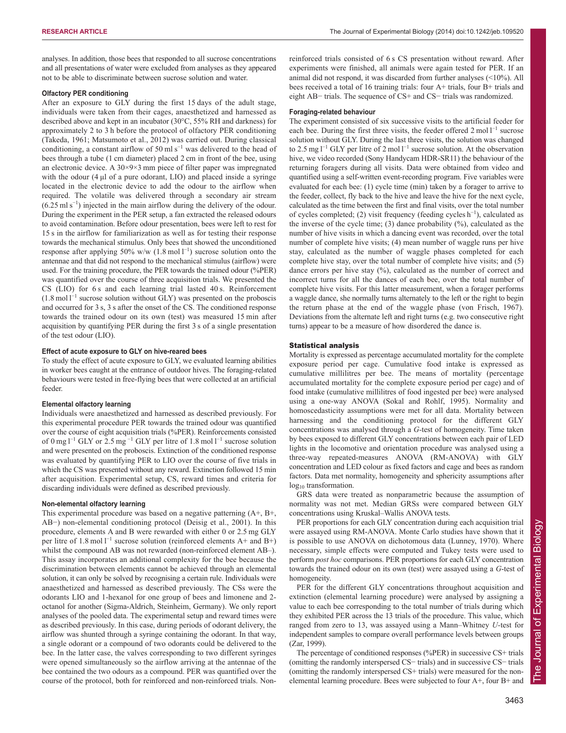analyses. In addition, those bees that responded to all sucrose concentrations and all presentations of water were excluded from analyses as they appeared not to be able to discriminate between sucrose solution and water.

#### Olfactory PER conditioning

After an exposure to GLY during the first 15 days of the adult stage, individuals were taken from their cages, anaesthetized and harnessed as described above and kept in an incubator (30°C, 55% RH and darkness) for approximately 2 to 3 h before the protocol of olfactory PER conditioning (Takeda, 1961; Matsumoto et al., 2012) was carried out. During classical conditioning, a constant airflow of 50 ml $s^{-1}$ was delivered to the head of bees through a tube (1 cm diameter) placed 2 cm in front of the bee, using an electronic device. A 30×9×3 mm piece of filter paper was impregnated with the odour (4 μl of a pure odorant, LIO) and placed inside a syringe located in the electronic device to add the odour to the airflow when required. The volatile was delivered through a secondary air stream (6.25 ml $s^{-1}$) injected in the main airflow during the delivery of the odour. During the experiment in the PER setup, a fan extracted the released odours to avoid contamination. Before odour presentation, bees were left to rest for 15 s in the airflow for familiarization as well as for testing their response towards the mechanical stimulus. Only bees that showed the unconditioned response after applying 50% w/w (1.8 mol $l^{-1}$) sucrose solution onto the antennae and that did not respond to the mechanical stimulus (airflow) were used. For the training procedure, the PER towards the trained odour (%PER) was quantified over the course of three acquisition trials. We presented the CS (LIO) for 6 s and each learning trial lasted 40 s. Reinforcement (1.8 mol $l^{-1}$ sucrose solution without GLY) was presented on the proboscis and occurred for 3 s, 3 s after the onset of the CS. The conditioned response towards the trained odour on its own (test) was measured 15 min after acquisition by quantifying PER during the first 3 s of a single presentation of the test odour (LIO).

#### Effect of acute exposure to GLY on hive-reared bees

To study the effect of acute exposure to GLY, we evaluated learning abilities in worker bees caught at the entrance of outdoor hives. The foraging-related behaviours were tested in free-flying bees that were collected at an artificial feeder.

#### Elemental olfactory learning

Individuals were anaesthetized and harnessed as described previously. For this experimental procedure PER towards the trained odour was quantified over the course of eight acquisition trials (%PER). Reinforcements consisted of 0 mg $l^{-1}$ GLY or 2.5 mg $^{-1}$ GLY per litre of 1.8 mol $l^{-1}$ sucrose solution and were presented on the proboscis. Extinction of the conditioned response was evaluated by quantifying PER to LIO over the course of five trials in which the CS was presented without any reward. Extinction followed 15 min after acquisition. Experimental setup, CS, reward times and criteria for discarding individuals were defined as described previously.

#### Non-elemental olfactory learning

This experimental procedure was based on a negative patterning (A+, B+, AB−) non-elemental conditioning protocol (Deisig et al., 2001). In this procedure, elements A and B were rewarded with either 0 or 2.5 mg GLY per litre of 1.8 mol $l^{-1}$ sucrose solution (reinforced elements A+ and B+) whilst the compound AB was not rewarded (non-reinforced element AB–). This assay incorporates an additional complexity for the bee because the discrimination between elements cannot be achieved through an elemental solution, it can only be solved by recognising a certain rule. Individuals were anaesthetized and harnessed as described previously. The CSs were the odorants LIO and 1-hexanol for one group of bees and limonene and 2-octanol for another (Sigma-Aldrich, Steinheim, Germany). We only report analyses of the pooled data. The experimental setup and reward times were as described previously. In this case, during periods of odorant delivery, the airflow was shunted through a syringe containing the odorant. In that way, a single odorant or a compound of two odorants could be delivered to the bee. In the latter case, the valves corresponding to two different syringes were opened simultaneously so the airflow arriving at the antennae of the bee contained the two odours as a compound. PER was quantified over the course of the protocol, both for reinforced and non-reinforced trials. Non-reinforced trials consisted of 6 s CS presentation without reward. After experiments were finished, all animals were again tested for PER. If an animal did not respond, it was discarded from further analyses (<10%). All bees received a total of 16 training trials: four A+ trials, four B+ trials and eight AB− trials. The sequence of CS+ and CS− trials was randomized.

#### Foraging-related behaviour

The experiment consisted of six successive visits to the artificial feeder for each bee. During the first three visits, the feeder offered 2 mol $l^{-1}$ sucrose solution without GLY. During the last three visits, the solution was changed to 2.5 mg $l^{-1}$ GLY per litre of 2 mol $l^{-1}$ sucrose solution. At the observation hive, we video recorded (Sony Handycam HDR-SR11) the behaviour of the returning foragers during all visits. Data were obtained from video and quantified using a self-written event-recording program. Five variables were evaluated for each bee: (1) cycle time (min) taken by a forager to arrive to the feeder, collect, fly back to the hive and leave the hive for the next cycle, calculated as the time between the first and final visits, over the total number of cycles completed; (2) visit frequency (feeding cycles $h^{-1}$), calculated as the inverse of the cycle time; (3) dance probability (%), calculated as the number of hive visits in which a dancing event was recorded, over the total number of complete hive visits; (4) mean number of waggle runs per hive stay, calculated as the number of waggle phases completed for each complete hive stay, over the total number of complete hive visits; and (5) dance errors per hive stay (%), calculated as the number of correct and incorrect turns for all the dances of each bee, over the total number of complete hive visits. For this latter measurement, when a forager performs a waggle dance, she normally turns alternately to the left or the right to begin the return phase at the end of the waggle phase (von Frisch, 1967). Deviations from the alternate left and right turns (e.g. two consecutive right turns) appear to be a measure of how disordered the dance is.

### Statistical analysis

Mortality is expressed as percentage accumulated mortality for the complete exposure period per cage. Cumulative food intake is expressed as cumulative millilitres per bee. The means of mortality (percentage accumulated mortality for the complete exposure period per cage) and of food intake (cumulative millilitres of food ingested per bee) were analysed using a one-way ANOVA (Sokal and Rohlf, 1995). Normality and homoscedasticity assumptions were met for all data. Mortality between harnessing and the conditioning protocol for the different GLY concentrations was analysed through a *G*-test of homogeneity. Time taken by bees exposed to different GLY concentrations between each pair of LED lights in the locomotive and orientation procedure was analysed using a three-way repeated-measures ANOVA (RM-ANOVA) with GLY concentration and LED colour as fixed factors and cage and bees as random factors. Data met normality, homogeneity and sphericity assumptions after $\log_{10}$ transformation.

GRS data were treated as nonparametric because the assumption of normality was not met. Median GRSs were compared between GLY concentrations using Kruskal–Wallis ANOVA tests.

PER proportions for each GLY concentration during each acquisition trial were assayed using RM-ANOVA. Monte Carlo studies have shown that it is possible to use ANOVA on dichotomous data (Lunney, 1970). Where necessary, simple effects were computed and Tukey tests were used to perform *post hoc* comparisons. PER proportions for each GLY concentration towards the trained odour on its own (test) were assayed using a *G*-test of homogeneity.

PER for the different GLY concentrations throughout acquisition and extinction (elemental learning procedure) were analysed by assigning a value to each bee corresponding to the total number of trials during which they exhibited PER across the 13 trials of the procedure. This value, which ranged from zero to 13, was assayed using a Mann–Whitney *U*-test for independent samples to compare overall performance levels between groups (Zar, 1999).

The percentage of conditioned responses (%PER) in successive CS+ trials (omitting the randomly interspersed CS− trials) and in successive CS− trials (omitting the randomly interspersed CS+ trials) were measured for the non-elemental learning procedure. Bees were subjected to four A+, four B+ and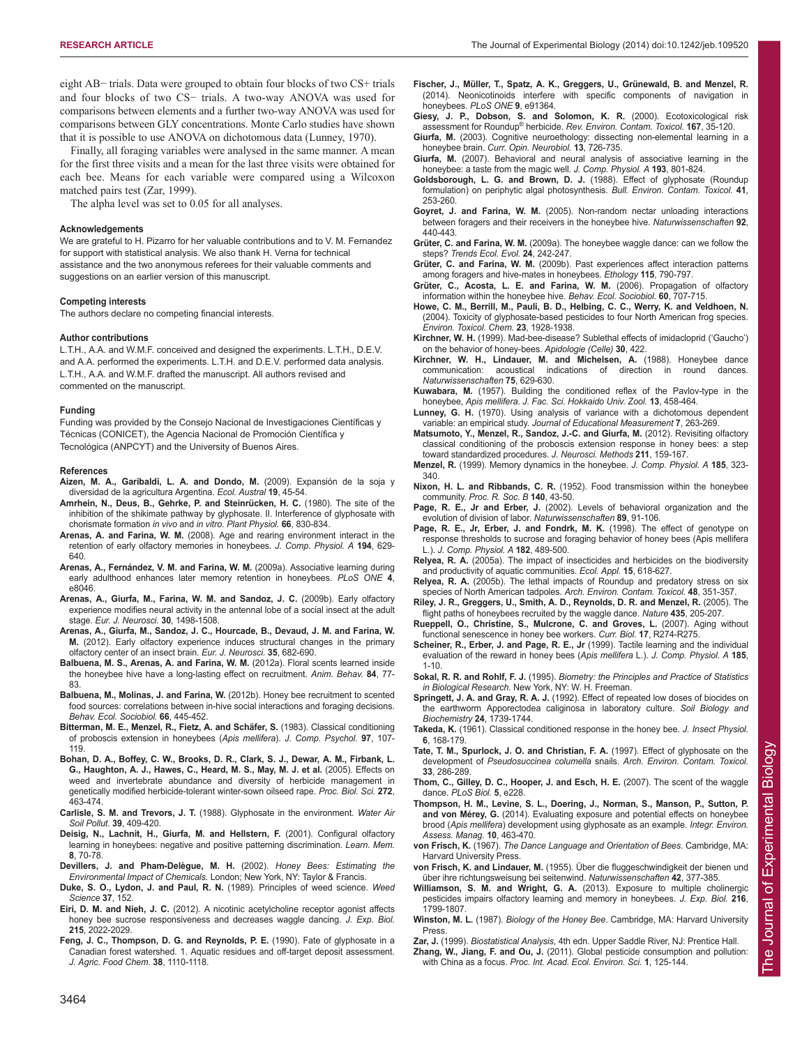eight AB− trials. Data were grouped to obtain four blocks of two CS+ trials and four blocks of two CS− trials. A two-way ANOVA was used for comparisons between elements and a further two-way ANOVA was used for comparisons between GLY concentrations. Monte Carlo studies have shown that it is possible to use ANOVA on dichotomous data (Lunney, 1970).

Finally, all foraging variables were analysed in the same manner. A mean for the first three visits and a mean for the last three visits were obtained for each bee. Means for each variable were compared using a Wilcoxon matched pairs test (Zar, 1999).

The alpha level was set to 0.05 for all analyses.

#### Acknowledgements

We are grateful to H. Pizarro for her valuable contributions and to V. M. Fernandez for support with statistical analysis. We also thank H. Verna for technical assistance and the two anonymous referees for their valuable comments and suggestions on an earlier version of this manuscript.

#### Competing interests

The authors declare no competing financial interests.

#### Author contributions

L.T.H., A.A. and W.M.F. conceived and designed the experiments. L.T.H., D.E.V. and A.A. performed the experiments. L.T.H. and D.E.V. performed data analysis. L.T.H., A.A. and W.M.F. drafted the manuscript. All authors revised and commented on the manuscript.

#### Funding

Funding was provided by the Consejo Nacional de Investigaciones Científicas y Técnicas (CONICET), the Agencia Nacional de Promoción Científica y Tecnológica (ANPCYT) and the University of Buenos Aires.

#### References

**Aizen, M. A., Garibaldi, L. A. and Dondo, M.** (2009). Expansión de la soja y diversidad de la agricultura Argentina. *Ecol. Austral* **19**, 45-54.

**Amrhein, N., Deus, B., Gehrke, P. and Steinrücken, H. C.** (1980). The site of the inhibition of the shikimate pathway by glyphosate. II. Interference of glyphosate with chorismate formation *in vivo* and *in vitro*. *Plant Physiol.* **66**, 830-834.

**Arenas, A. and Farina, W. M.** (2008). Age and rearing environment interact in the retention of early olfactory memories in honeybees. *J. Comp. Physiol. A* **194**, 629-640.

**Arenas, A., Fernández, V. M. and Farina, W. M.** (2009a). Associative learning during early adulthood enhances later memory retention in honeybees. *PLoS ONE* **4**, e8046.

**Arenas, A., Giurfa, M., Farina, W. M. and Sandoz, J. C.** (2009b). Early olfactory experience modifies neural activity in the antennal lobe of a social insect at the adult stage. *Eur. J. Neurosci.* **30**, 1498-1508.

**Arenas, A., Giurfa, M., Sandoz, J. C., Hourcade, B., Devaud, J. M. and Farina, W. M.** (2012). Early olfactory experience induces structural changes in the primary olfactory center of an insect brain. *Eur. J. Neurosci.* **35**, 682-690.

**Balbuena, M. S., Arenas, A. and Farina, W. M.** (2012a). Floral scents learned inside the honeybee hive have a long-lasting effect on recruitment. *Anim. Behav.* **84**, 77-83.

**Balbuena, M., Molinas, J. and Farina, W.** (2012b). Honey bee recruitment to scented food sources: correlations between in-hive social interactions and foraging decisions. *Behav. Ecol. Sociobiol.* **66**, 445-452.

**Bitterman, M. E., Menzel, R., Fietz, A. and Schäfer, S.** (1983). Classical conditioning of proboscis extension in honeybees (*Apis mellifera*). *J. Comp. Psychol.* **97**, 107-119.

**Bohan, D. A., Boffey, C. W., Brooks, D. R., Clark, S. J., Dewar, A. M., Firbank, L. G., Haughton, A. J., Hawes, C., Heard, M. S., May, M. J. et al.** (2005). Effects on weed and invertebrate abundance and diversity of herbicide management in genetically modified herbicide-tolerant winter-sown oilseed rape. *Proc. Biol. Sci.* **272**, 463-474.

**Carlisle, S. M. and Trevors, J. T.** (1988). Glyphosate in the environment. *Water Air Soil Pollut.* **39**, 409-420.

**Deisig, N., Lachnit, H., Giurfa, M. and Hellstern, F.** (2001). Configural olfactory learning in honeybees: negative and positive patterning discrimination. *Learn. Mem.* **8**, 70-78.

**Devillers, J. and Pham-Delègue, M. H.** (2002). *Honey Bees: Estimating the Environmental Impact of Chemicals.* London; New York, NY: Taylor & Francis.

**Duke, S. O., Lydon, J. and Paul, R. N.** (1989). Principles of weed science. *Weed Science* **37**, 152.

**Eiri, D. M. and Nieh, J. C.** (2012). A nicotinic acetylcholine receptor agonist affects honey bee sucrose responsiveness and decreases waggle dancing. *J. Exp. Biol.* **215**, 2022-2029.

**Feng, J. C., Thompson, D. G. and Reynolds, P. E.** (1990). Fate of glyphosate in a Canadian forest watershed. 1. Aquatic residues and off-target deposit assessment. *J. Agric. Food Chem.* **38**, 1110-1118.

**Fischer, J., Müller, T., Spatz, A. K., Greggers, U., Grünewald, B. and Menzel, R.** (2014). Neonicotinoids interfere with specific components of navigation in honeybees. *PLoS ONE* **9**, e91364.

**Giesy, J. P., Dobson, S. and Solomon, K. R.** (2000). Ecotoxicological risk assessment for Roundup® herbicide. *Rev. Environ. Contam. Toxicol.* **167**, 35-120.

**Giurfa, M.** (2003). Cognitive neuroethology: dissecting non-elemental learning in a honeybee brain. *Curr. Opin. Neurobiol.* **13**, 726-735.

**Giurfa, M.** (2007). Behavioral and neural analysis of associative learning in the honeybee: a taste from the magic well. *J. Comp. Physiol. A* **193**, 801-824.

**Goldsborough, L. G. and Brown, D. J.** (1988). Effect of glyphosate (Roundup formulation) on periphytic algal photosynthesis. *Bull. Environ. Contam. Toxicol.* **41**, 253-260.

**Goyret, J. and Farina, W. M.** (2005). Non-random nectar unloading interactions between foragers and their receivers in the honeybee hive. *Naturwissenschaften* **92**, 440-443.

**Grüter, C. and Farina, W. M.** (2009a). The honeybee waggle dance: can we follow the steps? *Trends Ecol. Evol.* **24**, 242-247.

**Grüter, C. and Farina, W. M.** (2009b). Past experiences affect interaction patterns among foragers and hive-mates in honeybees. *Ethology* **115**, 790-797.

**Grüter, C., Acosta, L. E. and Farina, W. M.** (2006). Propagation of olfactory information within the honeybee hive. *Behav. Ecol. Sociobiol.* **60**, 707-715.

**Howe, C. M., Berrill, M., Pauli, B. D., Helbing, C. C., Werry, K. and Veldhoen, N.** (2004). Toxicity of glyphosate-based pesticides to four North American frog species. *Environ. Toxicol. Chem.* **23**, 1928-1938.

**Kirchner, W. H.** (1999). Mad-bee-disease? Sublethal effects of imidacloprid ('Gaucho') on the behavior of honey-bees. *Apidologie (Celle)* **30**, 422.

**Kirchner, W. H., Lindauer, M. and Michelsen, A.** (1988). Honeybee dance communication: acoustical indications of direction in round dances. *Naturwissenschaften* **75**, 629-630.

**Kuwabara, M.** (1957). Building the conditioned reflex of the Pavlov-type in the honeybee, *Apis mellifera*. *J. Fac. Sci. Hokkaido Univ. Zool.* **13**, 458-464.

**Lunney, G. H.** (1970). Using analysis of variance with a dichotomous dependent variable: an empirical study. *Journal of Educational Measurement* **7**, 263-269.

**Matsumoto, Y., Menzel, R., Sandoz, J.-C. and Giurfa, M.** (2012). Revisiting olfactory classical conditioning of the proboscis extension response in honey bees: a step toward standardized procedures. *J. Neurosci. Methods* **211**, 159-167.

**Menzel, R.** (1999). Memory dynamics in the honeybee. *J. Comp. Physiol. A* **185**, 323-340.

**Nixon, H. L. and Ribbands, C. R.** (1952). Food transmission within the honeybee community. *Proc. R. Soc. B* **140**, 43-50.

**Page, R. E., Jr and Erber, J.** (2002). Levels of behavioral organization and the evolution of division of labor. *Naturwissenschaften* **89**, 91-106.

**Page, R. E., Jr, Erber, J. and Fondrk, M. K.** (1998). The effect of genotype on response thresholds to sucrose and foraging behavior of honey bees (Apis mellifera L.). *J. Comp. Physiol. A* **182**, 489-500.

**Relyea, R. A.** (2005a). The impact of insecticides and herbicides on the biodiversity and productivity of aquatic communities. *Ecol. Appl.* **15**, 618-627.

**Relyea, R. A.** (2005b). The lethal impacts of Roundup and predatory stress on six species of North American tadpoles. *Arch. Environ. Contam. Toxicol.* **48**, 351-357.

**Riley, J. R., Greggers, U., Smith, A. D., Reynolds, D. R. and Menzel, R.** (2005). The flight paths of honeybees recruited by the waggle dance. *Nature* **435**, 205-207.

**Rueppell, O., Christine, S., Mulcrone, C. and Groves, L.** (2007). Aging without functional senescence in honey bee workers. *Curr. Biol.* **17**, R274-R275.

**Scheiner, R., Erber, J. and Page, R. E., Jr** (1999). Tactile learning and the individual evaluation of the reward in honey bees (*Apis mellifera* L.). *J. Comp. Physiol. A* **185**, 1-10.

**Sokal, R. R. and Rohlf, F. J.** (1995). *Biometry: the Principles and Practice of Statistics in Biological Research.* New York, NY: W. H. Freeman.

**Springett, J. A. and Gray, R. A. J.** (1992). Effect of repeated low doses of biocides on the earthworm Apporectodea caliginosa in laboratory culture. *Soil Biology and Biochemistry* **24**, 1739-1744.

**Takeda, K.** (1961). Classical conditioned response in the honey bee. *J. Insect Physiol.* **6**, 168-179.

**Tate, T. M., Spurlock, J. O. and Christian, F. A.** (1997). Effect of glyphosate on the development of *Pseudosuccinea columella* snails. *Arch. Environ. Contam. Toxicol.* **33**, 286-289.

**Thom, C., Gilley, D. C., Hooper, J. and Esch, H. E.** (2007). The scent of the waggle dance. *PLoS Biol.* **5**, e228.

**Thompson, H. M., Levine, S. L., Doering, J., Norman, S., Manson, P., Sutton, P. and von Mérey, G.** (2014). Evaluating exposure and potential effects on honeybee brood (*Apis mellifera*) development using glyphosate as an example. *Integr. Environ. Assess. Manag.* **10**, 463-470.

**von Frisch, K.** (1967). *The Dance Language and Orientation of Bees.* Cambridge, MA: Harvard University Press.

**von Frisch, K. and Lindauer, M.** (1955). Über die fluggeschwindigkeit der bienen und über ihre richtungsweisung bei seitenwind. *Naturwissenschaften* **42**, 377-385.

**Williamson, S. M. and Wright, G. A.** (2013). Exposure to multiple cholinergic pesticides impairs olfactory learning and memory in honeybees. *J. Exp. Biol.* **216**, 1799-1807.

**Winston, M. L.** (1987). *Biology of the Honey Bee.* Cambridge, MA: Harvard University Press.

**Zar, J.** (1999). *Biostatistical Analysis*, 4th edn. Upper Saddle River, NJ: Prentice Hall.

**Zhang, W., Jiang, F. and Ou, J.** (2011). Global pesticide consumption and pollution: with China as a focus. *Proc. Int. Acad. Ecol. Environ. Sci.* **1**, 125-144.